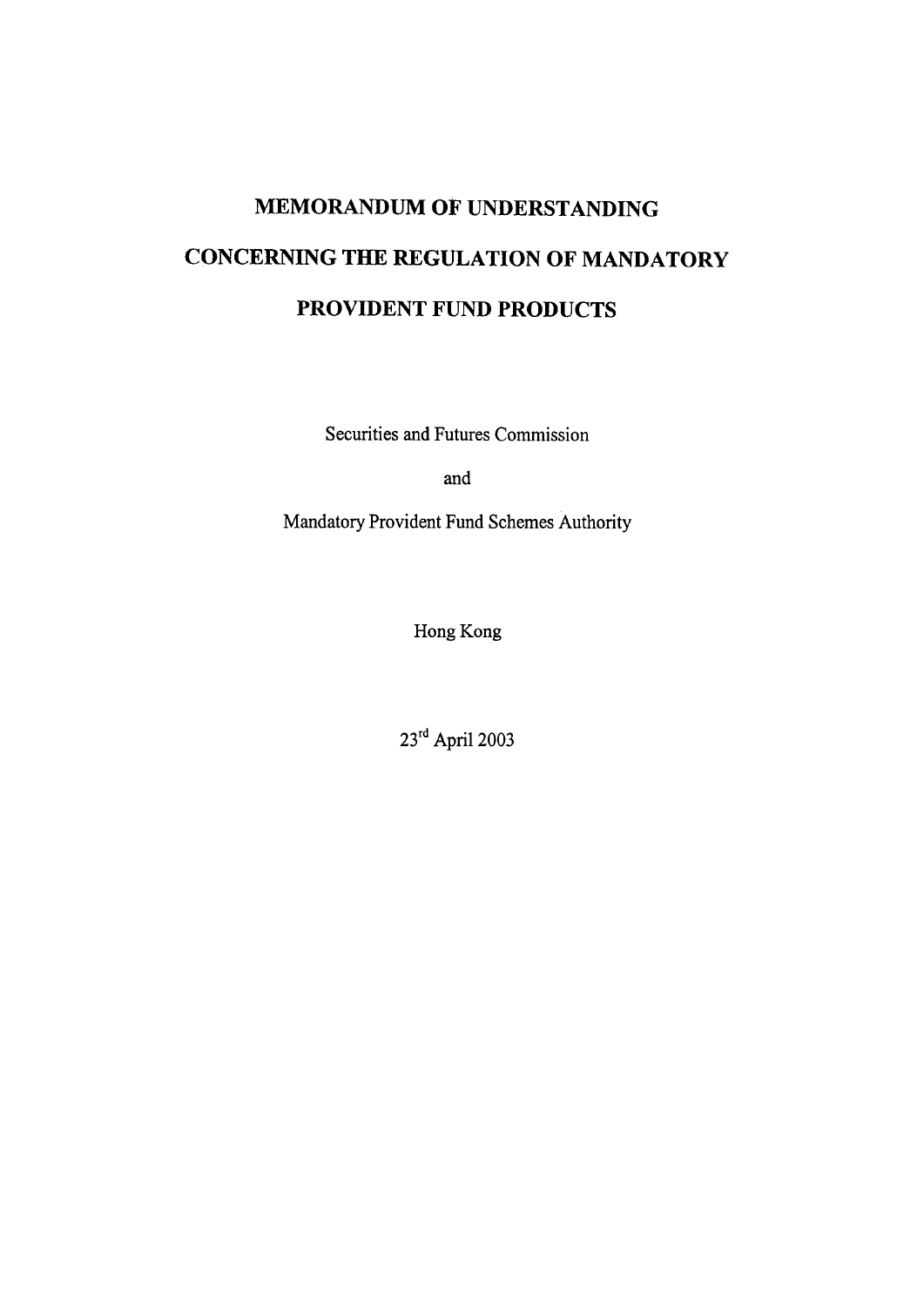# MEMORANDUM OF UNDERSTANDING

# CONCERNING THE REGULATION OF MANDATORY PROVIDENT FUND PRODUCTS

Securities and Futures Commission

and

Mandatory Provident Fund Schemes Authority

Hong Kong

23rd April 2003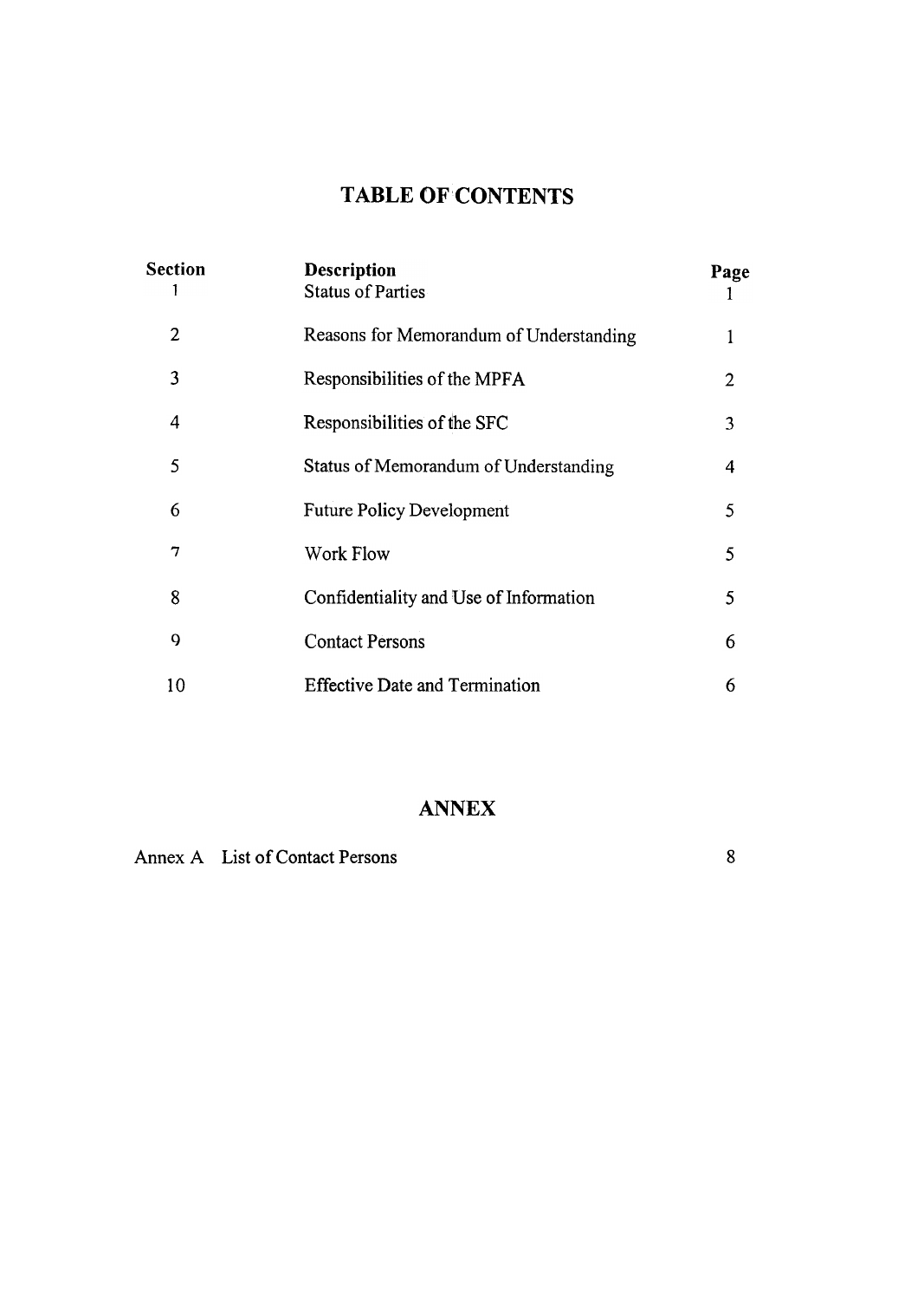# TABLE OF CONTENTS

| Section | Description | Page |
|---|---|---|
| 1 | Status of Parties | 1 |
| 2 | Reasons for Memorandum of Understanding | 1 |
| 3 | Responsibilities of the MPFA | 2 |
| 4 | Responsibilities of the SFC | 3 |
| 5 | Status of Memorandum of Understanding | 4 |
| 6 | Future Policy Development | 5 |
| 7 | Work Flow | 5 |
| 8 | Confidentiality and Use of Information | 5 |
| 9 | Contact Persons | 6 |
| 10 | Effective Date and Termination | 6 |

## ANNEX

| | | |
|---|---|---|
| Annex A | List of Contact Persons | 8 |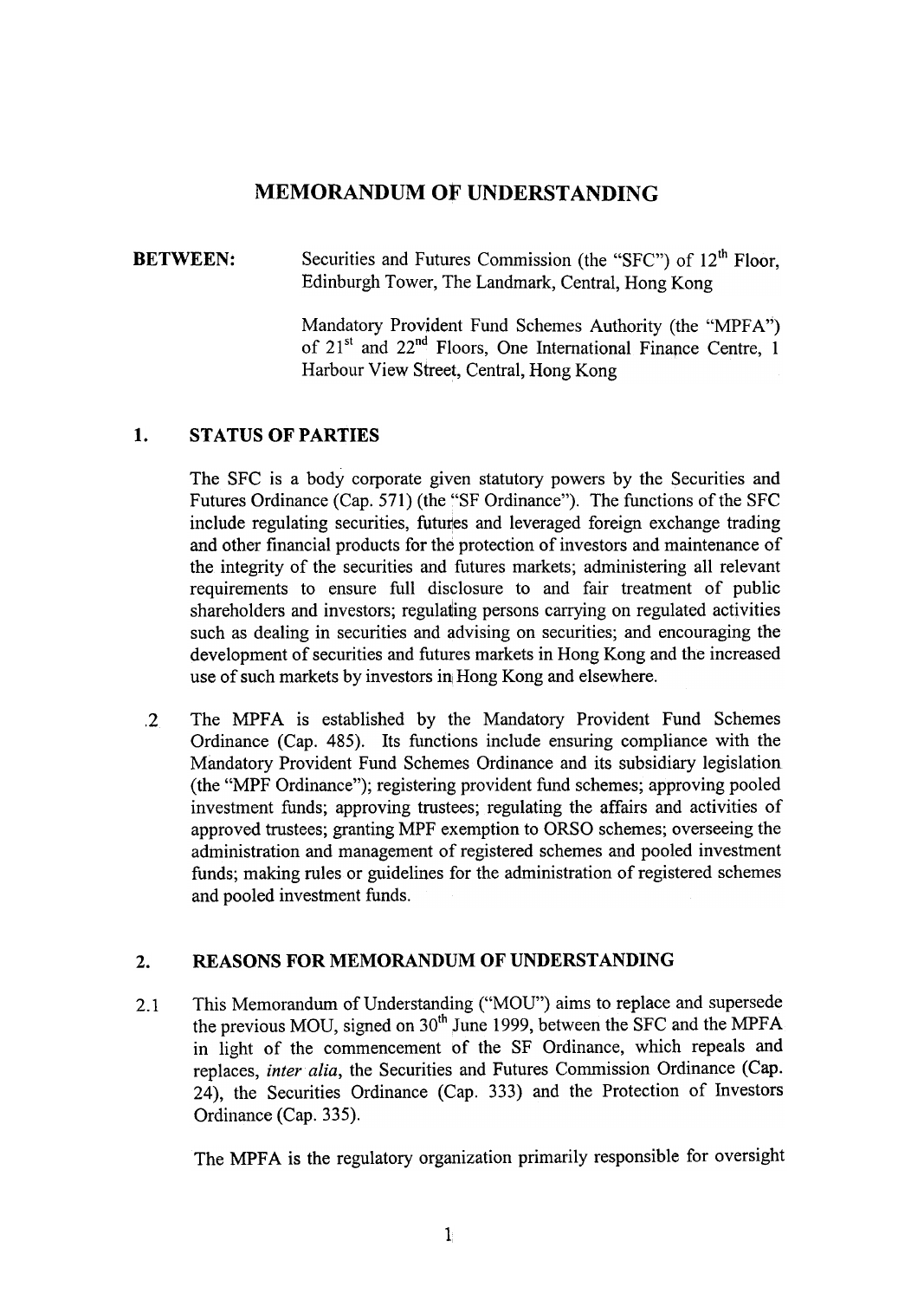# MEMORANDUM OF UNDERSTANDING

**BETWEEN:** Securities and Futures Commission (the "SFC") of 12th Floor, Edinburgh Tower, The Landmark, Central, Hong Kong

Mandatory Provident Fund Schemes Authority (the "MPFA") of 21st and 22nd Floors, One International Finance Centre, 1 Harbour View Street, Central, Hong Kong

## 1. STATUS OF PARTIES

The SFC is a body corporate given statutory powers by the Securities and Futures Ordinance (Cap. 571) (the "SF Ordinance"). The functions of the SFC include regulating securities, futures and leveraged foreign exchange trading and other financial products for the protection of investors and maintenance of the integrity of the securities and futures markets; administering all relevant requirements to ensure full disclosure to and fair treatment of public shareholders and investors; regulating persons carrying on regulated activities such as dealing in securities and advising on securities; and encouraging the development of securities and futures markets in Hong Kong and the increased use of such markets by investors in Hong Kong and elsewhere.

.2 The MPFA is established by the Mandatory Provident Fund Schemes Ordinance (Cap. 485). Its functions include ensuring compliance with the Mandatory Provident Fund Schemes Ordinance and its subsidiary legislation (the "MPF Ordinance"); registering provident fund schemes; approving pooled investment funds; approving trustees; regulating the affairs and activities of approved trustees; granting MPF exemption to ORSO schemes; overseeing the administration and management of registered schemes and pooled investment funds; making rules or guidelines for the administration of registered schemes and pooled investment funds.

## 2. REASONS FOR MEMORANDUM OF UNDERSTANDING

2.1 This Memorandum of Understanding ("MOU") aims to replace and supersede the previous MOU, signed on 30th June 1999, between the SFC and the MPFA in light of the commencement of the SF Ordinance, which repeals and replaces, *inter alia*, the Securities and Futures Commission Ordinance (Cap. 24), the Securities Ordinance (Cap. 333) and the Protection of Investors Ordinance (Cap. 335).

The MPFA is the regulatory organization primarily responsible for oversight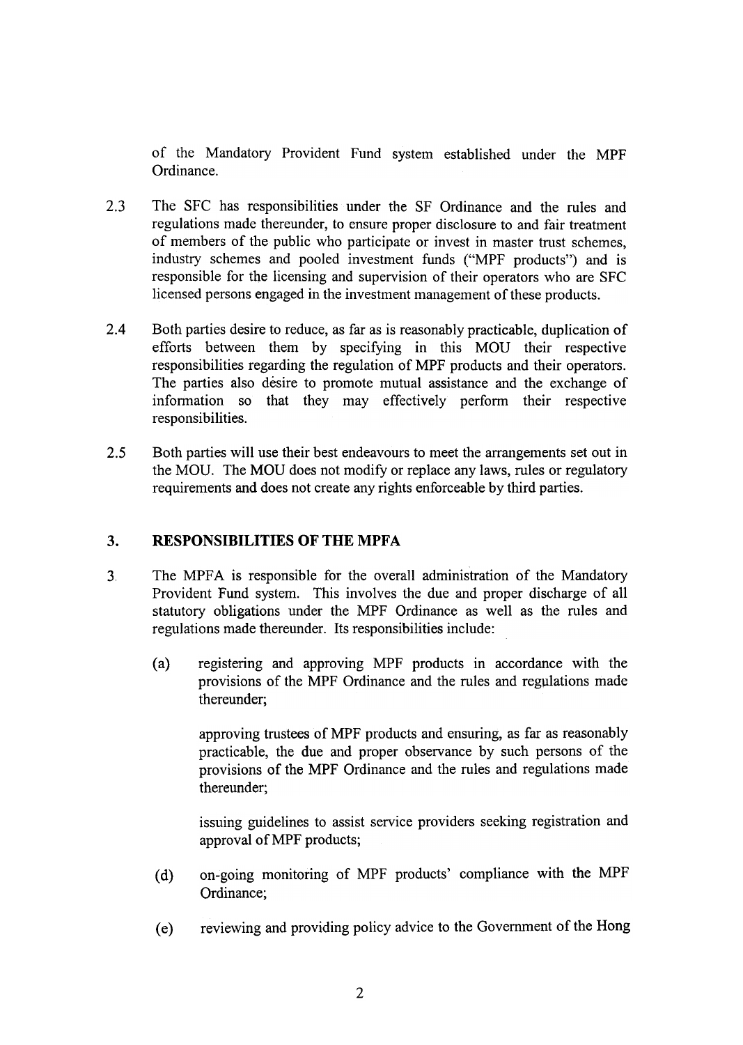of the Mandatory Provident Fund system established under the MPF Ordinance.

2.3 The SFC has responsibilities under the SF Ordinance and the rules and regulations made thereunder, to ensure proper disclosure to and fair treatment of members of the public who participate or invest in master trust schemes, industry schemes and pooled investment funds ("MPF products") and is responsible for the licensing and supervision of their operators who are SFC licensed persons engaged in the investment management of these products.

2.4 Both parties desire to reduce, as far as is reasonably practicable, duplication of efforts between them by specifying in this MOU their respective responsibilities regarding the regulation of MPF products and their operators. The parties also desire to promote mutual assistance and the exchange of information so that they may effectively perform their respective responsibilities.

2.5 Both parties will use their best endeavours to meet the arrangements set out in the MOU. The MOU does not modify or replace any laws, rules or regulatory requirements and does not create any rights enforceable by third parties.

## 3. RESPONSIBILITIES OF THE MPFA

3. The MPFA is responsible for the overall administration of the Mandatory Provident Fund system. This involves the due and proper discharge of all statutory obligations under the MPF Ordinance as well as the rules and regulations made thereunder. Its responsibilities include:

(a) registering and approving MPF products in accordance with the provisions of the MPF Ordinance and the rules and regulations made thereunder;

approving trustees of MPF products and ensuring, as far as reasonably practicable, the due and proper observance by such persons of the provisions of the MPF Ordinance and the rules and regulations made thereunder;

issuing guidelines to assist service providers seeking registration and approval of MPF products;

(d) on-going monitoring of MPF products' compliance with the MPF Ordinance;

(e) reviewing and providing policy advice to the Government of the Hong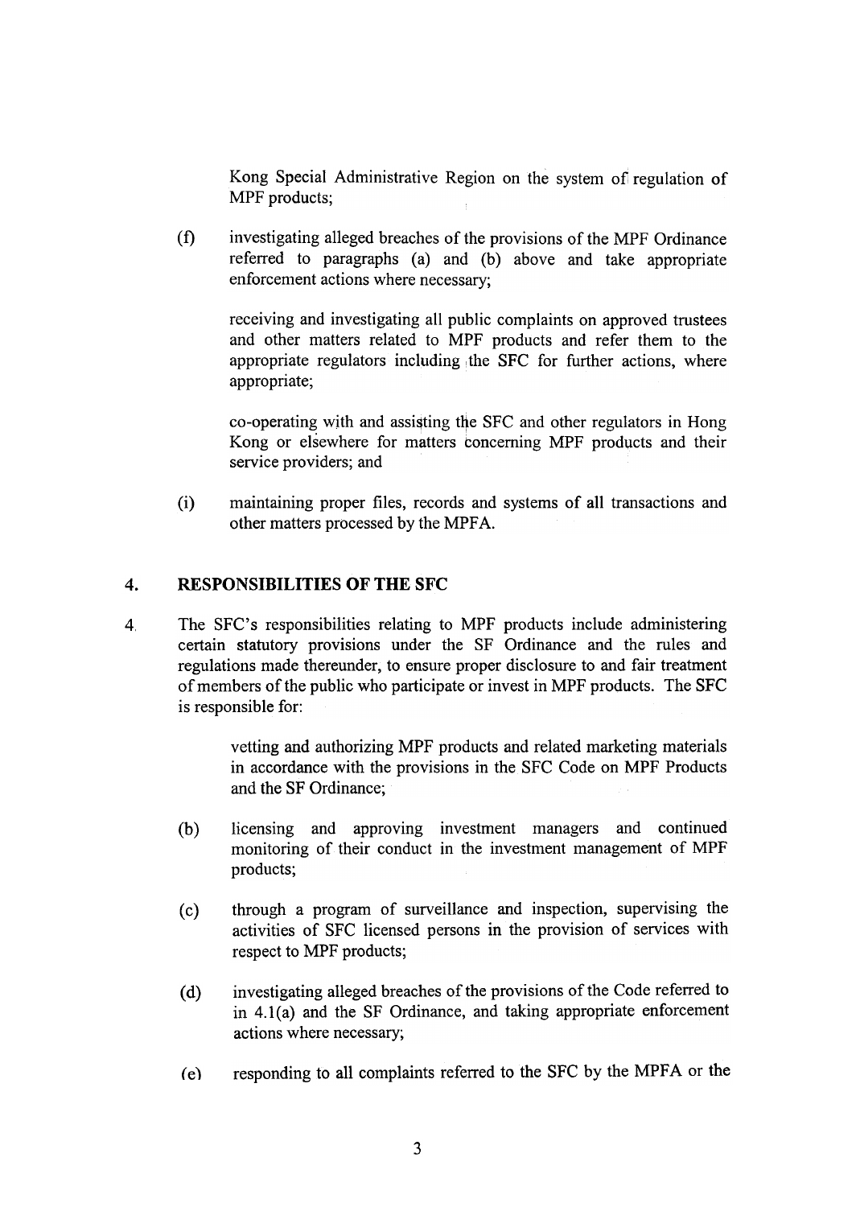Kong Special Administrative Region on the system of regulation of MPF products;

(f) investigating alleged breaches of the provisions of the MPF Ordinance referred to paragraphs (a) and (b) above and take appropriate enforcement actions where necessary;

receiving and investigating all public complaints on approved trustees and other matters related to MPF products and refer them to the appropriate regulators including the SFC for further actions, where appropriate;

co-operating with and assisting the SFC and other regulators in Hong Kong or elsewhere for matters concerning MPF products and their service providers; and

(i) maintaining proper files, records and systems of all transactions and other matters processed by the MPFA.

## 4. RESPONSIBILITIES OF THE SFC

4. The SFC's responsibilities relating to MPF products include administering certain statutory provisions under the SF Ordinance and the rules and regulations made thereunder, to ensure proper disclosure to and fair treatment of members of the public who participate or invest in MPF products. The SFC is responsible for:

vetting and authorizing MPF products and related marketing materials in accordance with the provisions in the SFC Code on MPF Products and the SF Ordinance;

(b) licensing and approving investment managers and continued monitoring of their conduct in the investment management of MPF products;

(c) through a program of surveillance and inspection, supervising the activities of SFC licensed persons in the provision of services with respect to MPF products;

(d) investigating alleged breaches of the provisions of the Code referred to in 4.1(a) and the SF Ordinance, and taking appropriate enforcement actions where necessary;

(e) responding to all complaints referred to the SFC by the MPFA or the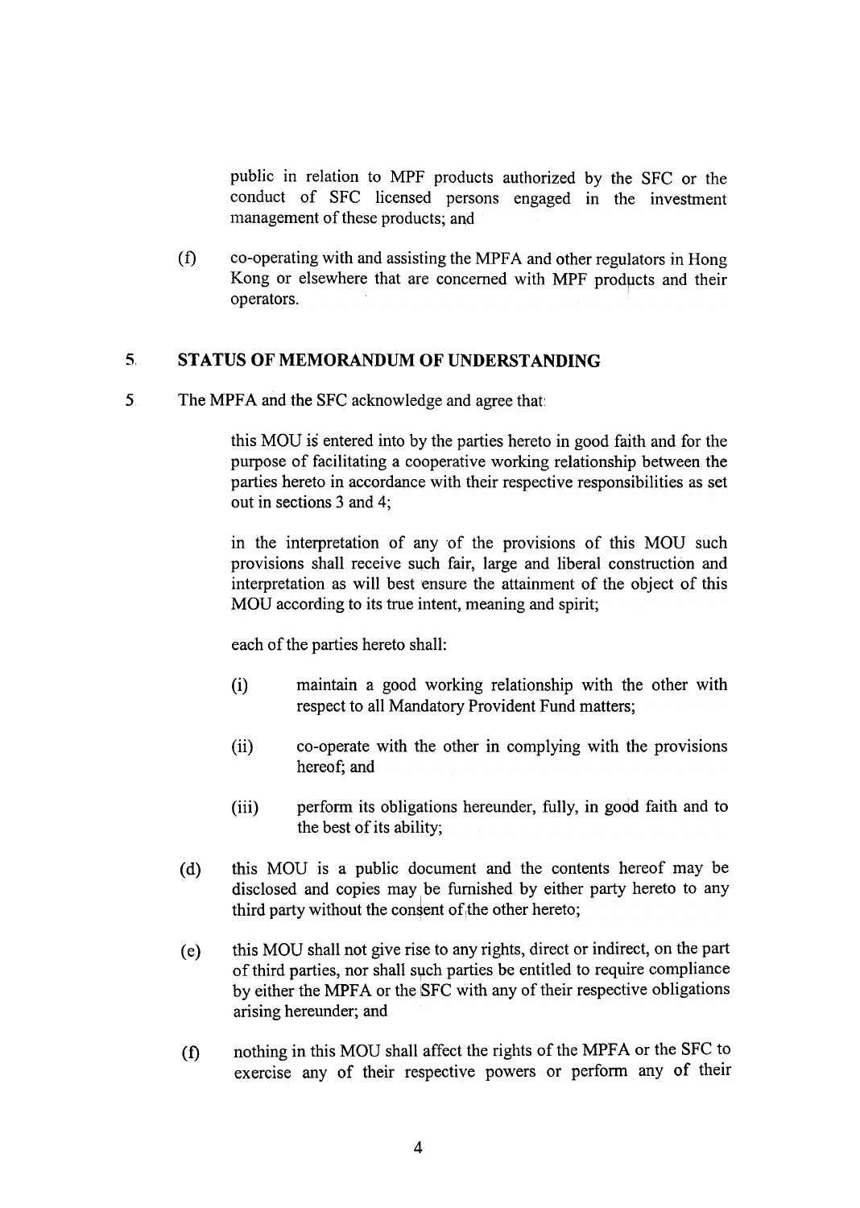public in relation to MPF products authorized by the SFC or the conduct of SFC licensed persons engaged in the investment management of these products; and

(f) co-operating with and assisting the MPFA and other regulators in Hong Kong or elsewhere that are concerned with MPF products and their operators.

## 5. STATUS OF MEMORANDUM OF UNDERSTANDING

5. The MPFA and the SFC acknowledge and agree that:

this MOU is entered into by the parties hereto in good faith and for the purpose of facilitating a cooperative working relationship between the parties hereto in accordance with their respective responsibilities as set out in sections 3 and 4;

in the interpretation of any of the provisions of this MOU such provisions shall receive such fair, large and liberal construction and interpretation as will best ensure the attainment of the object of this MOU according to its true intent, meaning and spirit;

each of the parties hereto shall:

(i) maintain a good working relationship with the other with respect to all Mandatory Provident Fund matters;

(ii) co-operate with the other in complying with the provisions hereof; and

(iii) perform its obligations hereunder, fully, in good faith and to the best of its ability;

(d) this MOU is a public document and the contents hereof may be disclosed and copies may be furnished by either party hereto to any third party without the consent of the other hereto;

(e) this MOU shall not give rise to any rights, direct or indirect, on the part of third parties, nor shall such parties be entitled to require compliance by either the MPFA or the SFC with any of their respective obligations arising hereunder; and

(f) nothing in this MOU shall affect the rights of the MPFA or the SFC to exercise any of their respective powers or perform any of their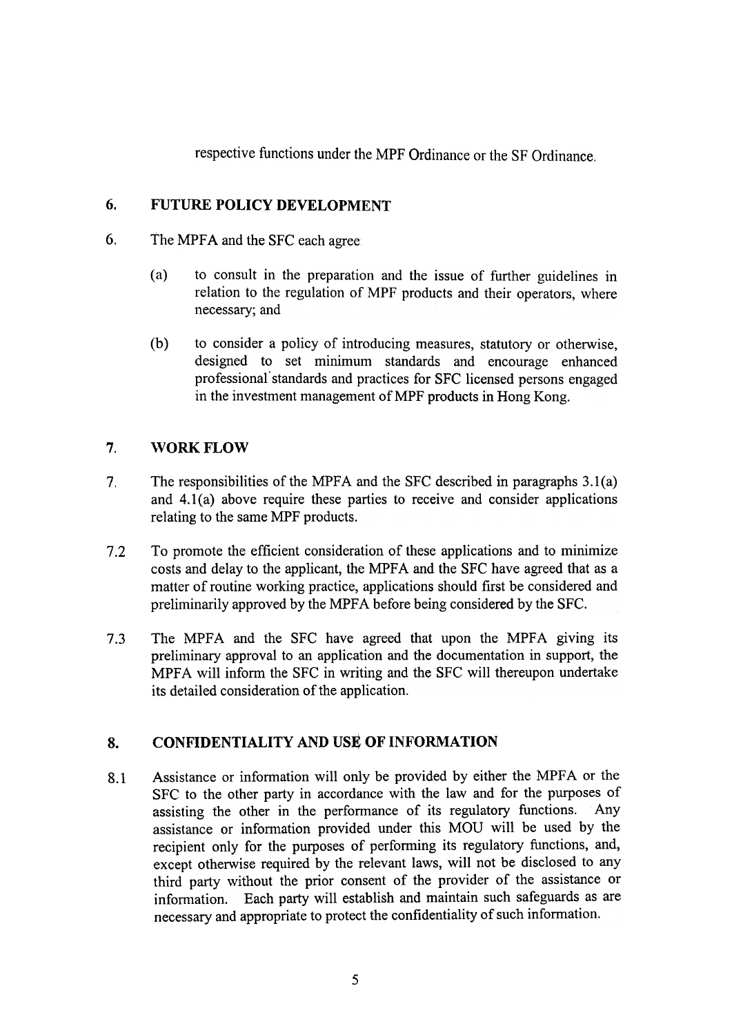respective functions under the MPF Ordinance or the SF Ordinance.

## 6. FUTURE POLICY DEVELOPMENT

6. The MPFA and the SFC each agree

   (a) to consult in the preparation and the issue of further guidelines in relation to the regulation of MPF products and their operators, where necessary; and

   (b) to consider a policy of introducing measures, statutory or otherwise, designed to set minimum standards and encourage enhanced professional standards and practices for SFC licensed persons engaged in the investment management of MPF products in Hong Kong.

## 7. WORK FLOW

7. The responsibilities of the MPFA and the SFC described in paragraphs 3.1(a) and 4.1(a) above require these parties to receive and consider applications relating to the same MPF products.

7.2 To promote the efficient consideration of these applications and to minimize costs and delay to the applicant, the MPFA and the SFC have agreed that as a matter of routine working practice, applications should first be considered and preliminarily approved by the MPFA before being considered by the SFC.

7.3 The MPFA and the SFC have agreed that upon the MPFA giving its preliminary approval to an application and the documentation in support, the MPFA will inform the SFC in writing and the SFC will thereupon undertake its detailed consideration of the application.

## 8. CONFIDENTIALITY AND USE OF INFORMATION

8.1 Assistance or information will only be provided by either the MPFA or the SFC to the other party in accordance with the law and for the purposes of assisting the other in the performance of its regulatory functions. Any assistance or information provided under this MOU will be used by the recipient only for the purposes of performing its regulatory functions, and, except otherwise required by the relevant laws, will not be disclosed to any third party without the prior consent of the provider of the assistance or information. Each party will establish and maintain such safeguards as are necessary and appropriate to protect the confidentiality of such information.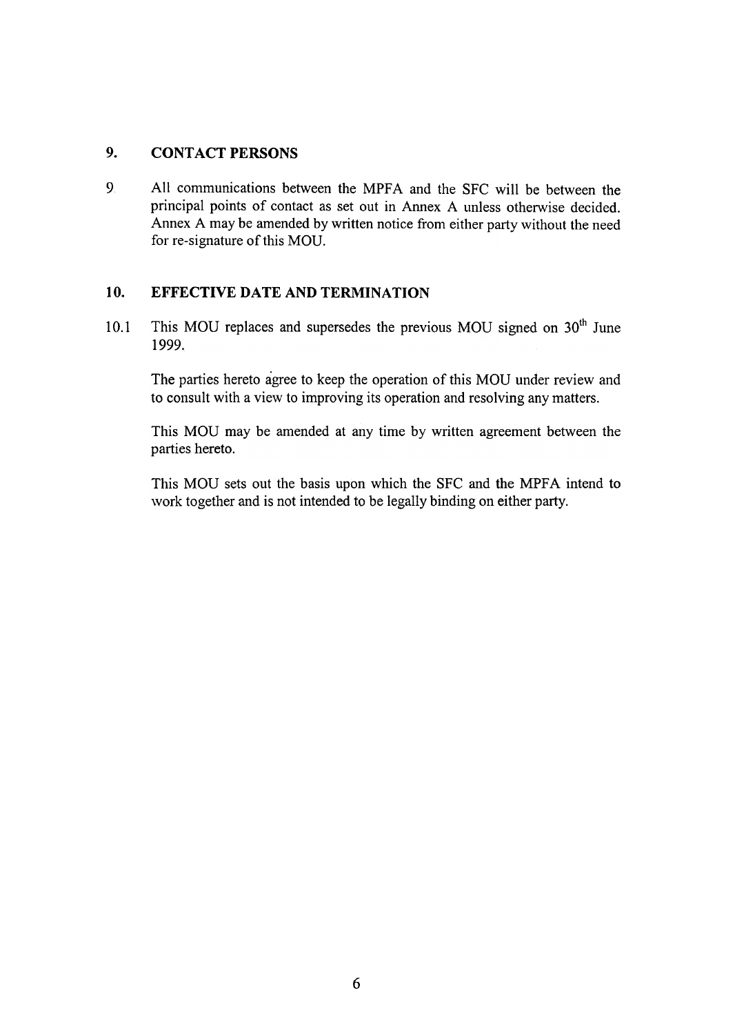## 9. CONTACT PERSONS

9 All communications between the MPFA and the SFC will be between the principal points of contact as set out in Annex A unless otherwise decided. Annex A may be amended by written notice from either party without the need for re-signature of this MOU.

## 10. EFFECTIVE DATE AND TERMINATION

10.1 This MOU replaces and supersedes the previous MOU signed on 30th June 1999.

The parties hereto agree to keep the operation of this MOU under review and to consult with a view to improving its operation and resolving any matters.

This MOU may be amended at any time by written agreement between the parties hereto.

This MOU sets out the basis upon which the SFC and the MPFA intend to work together and is not intended to be legally binding on either party.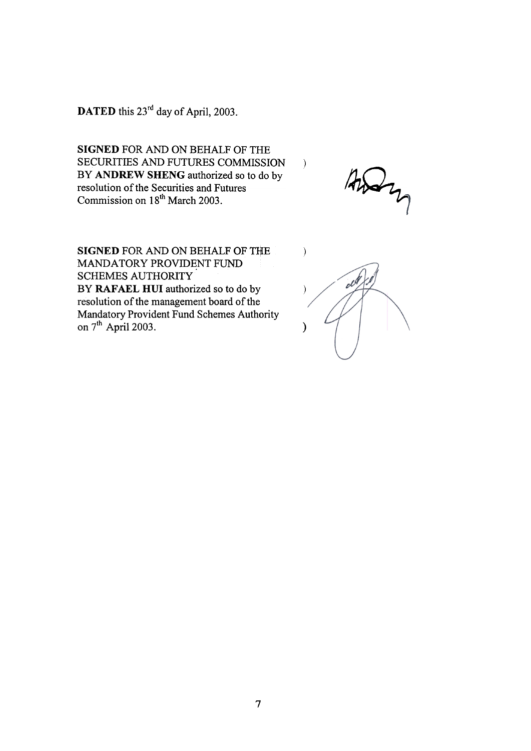**DATED** this 23rd day of April, 2003.

**SIGNED** FOR AND ON BEHALF OF THE SECURITIES AND FUTURES COMMISSION BY **ANDREW SHENG** authorized so to do by resolution of the Securities and Futures Commission on 18th March 2003. )

**SIGNED** FOR AND ON BEHALF OF THE MANDATORY PROVIDENT FUND SCHEMES AUTHORITY BY **RAFAEL HUI** authorized so to do by resolution of the management board of the Mandatory Provident Fund Schemes Authority on 7th April 2003. )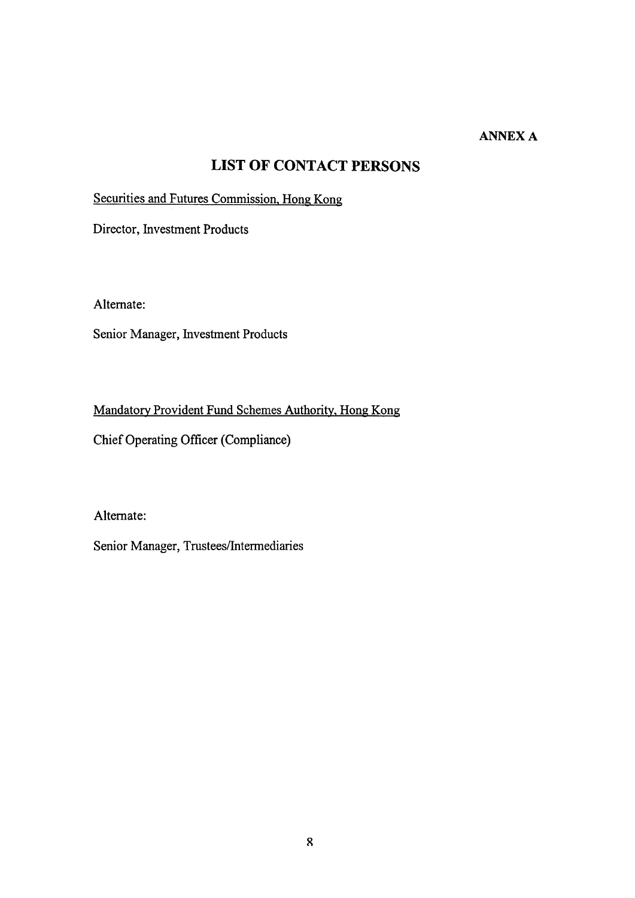**ANNEX A**

# LIST OF CONTACT PERSONS

Securities and Futures Commission, Hong Kong

Director, Investment Products

Alternate:

Senior Manager, Investment Products

Mandatory Provident Fund Schemes Authority, Hong Kong

Chief Operating Officer (Compliance)

Alternate:

Senior Manager, Trustees/Intermediaries